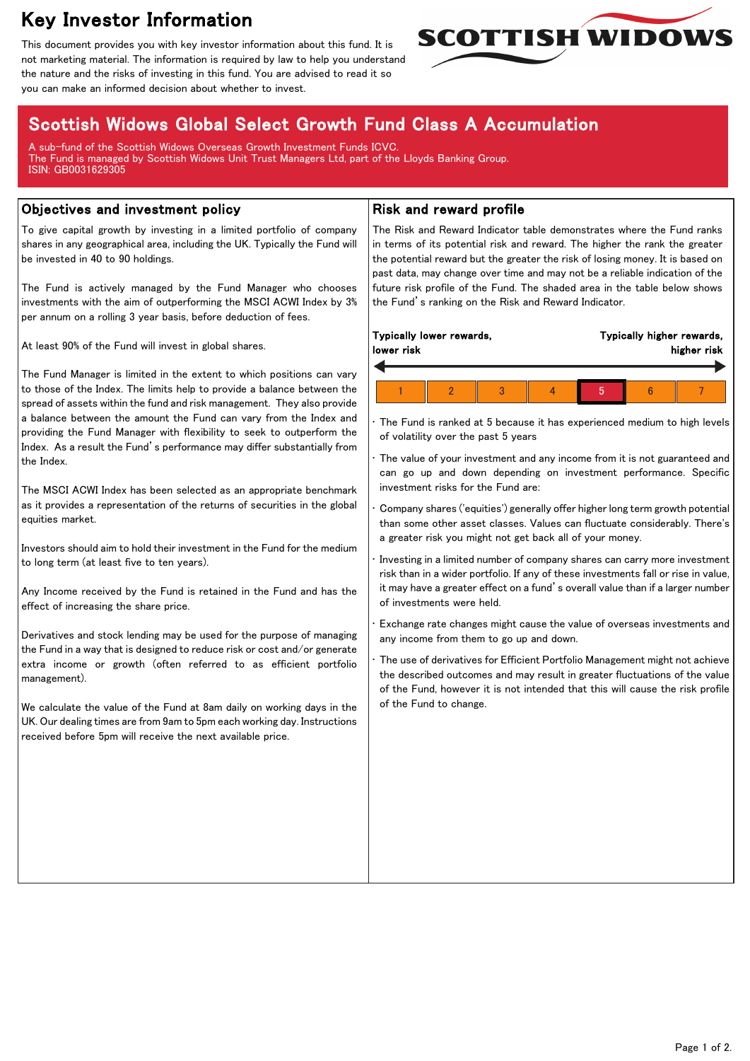# Key Investor Information

This document provides you with key investor information about this fund. It is not marketing material. The information is required by law to help you understand the nature and the risks of investing in this fund. You are advised to read it so you can make an informed decision about whether to invest.

SCOTTISH WIDOWS

## Scottish Widows Global Select Growth Fund Class A Accumulation

A sub-fund of the Scottish Widows Overseas Growth Investment Funds ICVC.
The Fund is managed by Scottish Widows Unit Trust Managers Ltd, part of the Lloyds Banking Group.
ISIN: GB0031629305

## Objectives and investment policy

To give capital growth by investing in a limited portfolio of company shares in any geographical area, including the UK. Typically the Fund will be invested in 40 to 90 holdings.

The Fund is actively managed by the Fund Manager who chooses investments with the aim of outperforming the MSCI ACWI Index by 3% per annum on a rolling 3 year basis, before deduction of fees.

At least 90% of the Fund will invest in global shares.

The Fund Manager is limited in the extent to which positions can vary to those of the Index. The limits help to provide a balance between the spread of assets within the fund and risk management. They also provide a balance between the amount the Fund can vary from the Index and providing the Fund Manager with flexibility to seek to outperform the Index. As a result the Fund's performance may differ substantially from the Index.

The MSCI ACWI Index has been selected as an appropriate benchmark as it provides a representation of the returns of securities in the global equities market.

Investors should aim to hold their investment in the Fund for the medium to long term (at least five to ten years).

Any Income received by the Fund is retained in the Fund and has the effect of increasing the share price.

Derivatives and stock lending may be used for the purpose of managing the Fund in a way that is designed to reduce risk or cost and/or generate extra income or growth (often referred to as efficient portfolio management).

We calculate the value of the Fund at 8am daily on working days in the UK. Our dealing times are from 9am to 5pm each working day. Instructions received before 5pm will receive the next available price.

## Risk and reward profile

The Risk and Reward Indicator table demonstrates where the Fund ranks in terms of its potential risk and reward. The higher the rank the greater the potential reward but the greater the risk of losing money. It is based on past data, may change over time and may not be a reliable indication of the future risk profile of the Fund. The shaded area in the table below shows the Fund's ranking on the Risk and Reward Indicator.

**Typically lower rewards, lower risk** ← → **Typically higher rewards, higher risk**

| 1 | 2 | 3 | 4 | **5** | 6 | 7 |
|---|---|---|---|---|---|---|

- The Fund is ranked at 5 because it has experienced medium to high levels of volatility over the past 5 years
- The value of your investment and any income from it is not guaranteed and can go up and down depending on investment performance. Specific investment risks for the Fund are:
- Company shares ('equities') generally offer higher long term growth potential than some other asset classes. Values can fluctuate considerably. There's a greater risk you might not get back all of your money.
- Investing in a limited number of company shares can carry more investment risk than in a wider portfolio. If any of these investments fall or rise in value, it may have a greater effect on a fund's overall value than if a larger number of investments were held.
- Exchange rate changes might cause the value of overseas investments and any income from them to go up and down.
- The use of derivatives for Efficient Portfolio Management might not achieve the described outcomes and may result in greater fluctuations of the value of the Fund, however it is not intended that this will cause the risk profile of the Fund to change.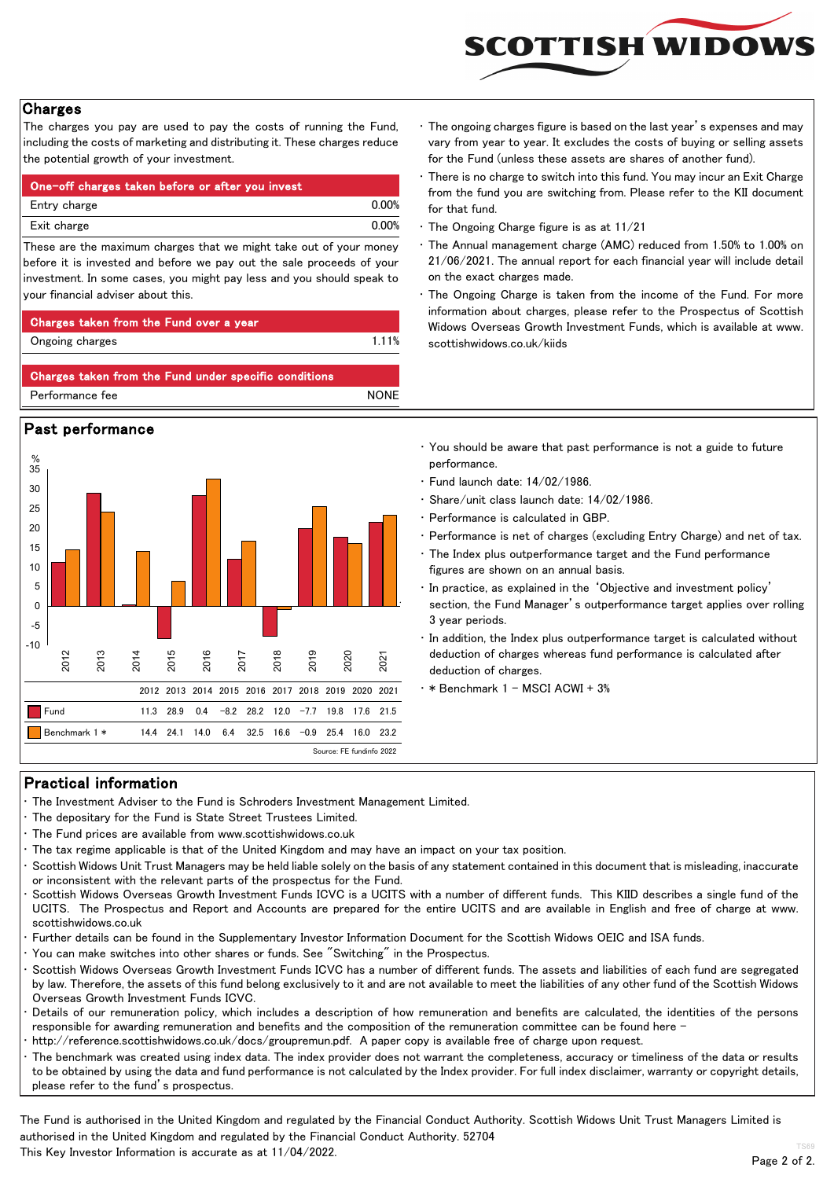## Charges

The charges you pay are used to pay the costs of running the Fund, including the costs of marketing and distributing it. These charges reduce the potential growth of your investment.

| One-off charges taken before or after you invest | |
|---|---|
| Entry charge | 0.00% |
| Exit charge | 0.00% |

These are the maximum charges that we might take out of your money before it is invested and before we pay out the sale proceeds of your investment. In some cases, you might pay less and you should speak to your financial adviser about this.

| Charges taken from the Fund over a year | |
|---|---|
| Ongoing charges | 1.11% |

| Charges taken from the Fund under specific conditions | |
|---|---|
| Performance fee | NONE |

- The ongoing charges figure is based on the last year's expenses and may vary from year to year. It excludes the costs of buying or selling assets for the Fund (unless these assets are shares of another fund).
- There is no charge to switch into this fund. You may incur an Exit Charge from the fund you are switching from. Please refer to the KII document for that fund.
- The Ongoing Charge figure is as at 11/21
- The Annual management charge (AMC) reduced from 1.50% to 1.00% on 21/06/2021. The annual report for each financial year will include detail on the exact charges made.
- The Ongoing Charge is taken from the income of the Fund. For more information about charges, please refer to the Prospectus of Scottish Widows Overseas Growth Investment Funds, which is available at www.scottishwidows.co.uk/kiids

## Past performance

%
35
30
25
20
15
10
5
0
-5
-10

2012 2013 2014 2015 2016 2017 2018 2019 2020 2021

| | 2012 | 2013 | 2014 | 2015 | 2016 | 2017 | 2018 | 2019 | 2020 | 2021 |
|---|---|---|---|---|---|---|---|---|---|---|
| Fund | 11.3 | 28.9 | 0.4 | −8.2 | 28.2 | 12.0 | −7.7 | 19.8 | 17.6 | 21.5 |
| Benchmark 1 * | 14.4 | 24.1 | 14.0 | 6.4 | 32.5 | 16.6 | −0.9 | 25.4 | 16.0 | 23.2 |

Source: FE fundinfo 2022

- You should be aware that past performance is not a guide to future performance.
- Fund launch date: 14/02/1986.
- Share/unit class launch date: 14/02/1986.
- Performance is calculated in GBP.
- Performance is net of charges (excluding Entry Charge) and net of tax.
- The Index plus outperformance target and the Fund performance figures are shown on an annual basis.
- In practice, as explained in the 'Objective and investment policy' section, the Fund Manager's outperformance target applies over rolling 3 year periods.
- In addition, the Index plus outperformance target is calculated without deduction of charges whereas fund performance is calculated after deduction of charges.
- * Benchmark 1 – MSCI ACWI + 3%

## Practical information

- The Investment Adviser to the Fund is Schroders Investment Management Limited.
- The depositary for the Fund is State Street Trustees Limited.
- The Fund prices are available from www.scottishwidows.co.uk
- The tax regime applicable is that of the United Kingdom and may have an impact on your tax position.
- Scottish Widows Unit Trust Managers may be held liable solely on the basis of any statement contained in this document that is misleading, inaccurate or inconsistent with the relevant parts of the prospectus for the Fund.
- Scottish Widows Overseas Growth Investment Funds ICVC is a UCITS with a number of different funds. This KIID describes a single fund of the UCITS. The Prospectus and Report and Accounts are prepared for the entire UCITS and are available in English and free of charge at www.scottishwidows.co.uk
- Further details can be found in the Supplementary Investor Information Document for the Scottish Widows OEIC and ISA funds.
- You can make switches into other shares or funds. See "Switching" in the Prospectus.
- Scottish Widows Overseas Growth Investment Funds ICVC has a number of different funds. The assets and liabilities of each fund are segregated by law. Therefore, the assets of this fund belong exclusively to it and are not available to meet the liabilities of any other fund of the Scottish Widows Overseas Growth Investment Funds ICVC.
- Details of our remuneration policy, which includes a description of how remuneration and benefits are calculated, the identities of the persons responsible for awarding remuneration and benefits and the composition of the remuneration committee can be found here –
- http://reference.scottishwidows.co.uk/docs/groupremun.pdf. A paper copy is available free of charge upon request.
- The benchmark was created using index data. The index provider does not warrant the completeness, accuracy or timeliness of the data or results to be obtained by using the data and fund performance is not calculated by the Index provider. For full index disclaimer, warranty or copyright details, please refer to the fund's prospectus.

The Fund is authorised in the United Kingdom and regulated by the Financial Conduct Authority. Scottish Widows Unit Trust Managers Limited is authorised in the United Kingdom and regulated by the Financial Conduct Authority. 52704
This Key Investor Information is accurate as at 11/04/2022.